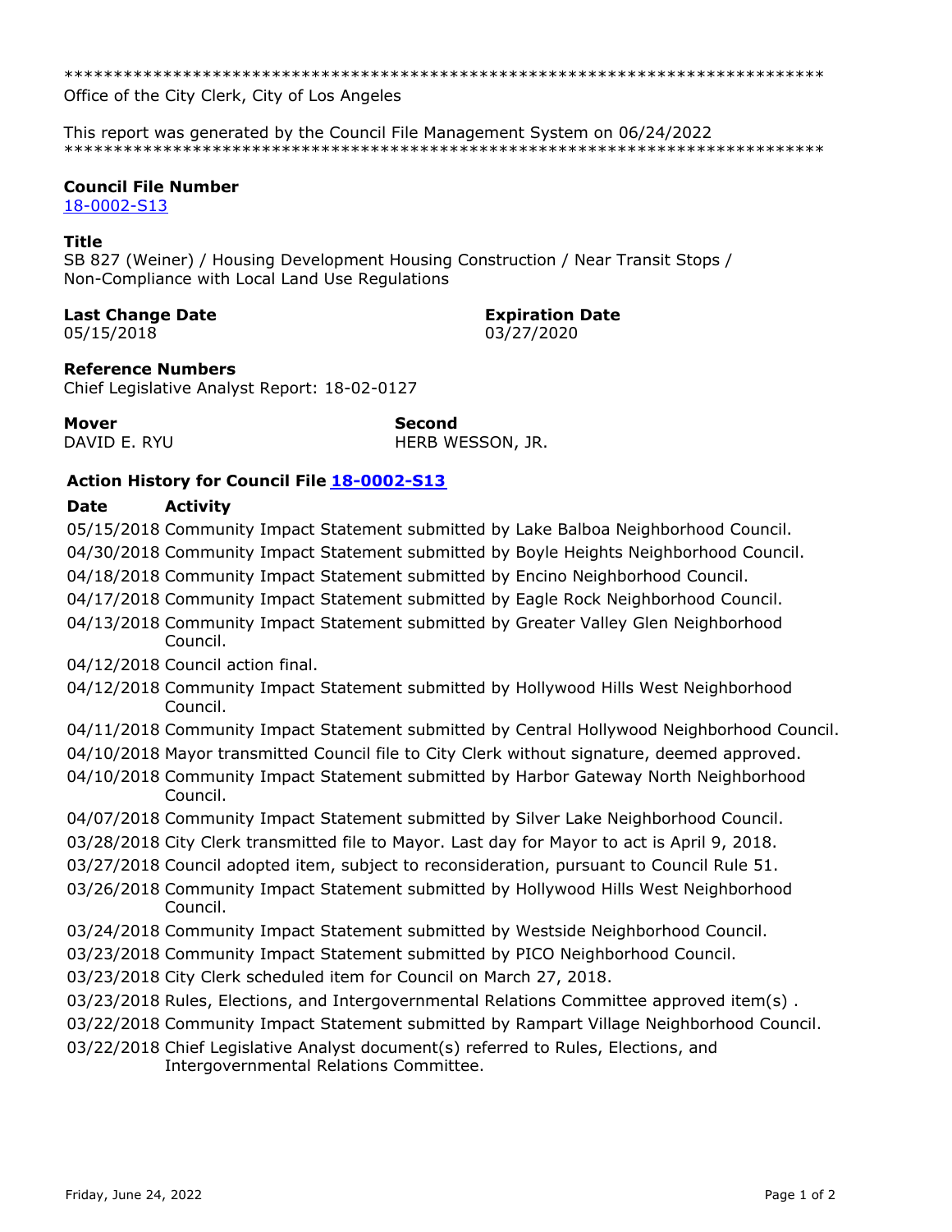******************************************************************************
Office of the City Clerk, City of Los Angeles

This report was generated by the Council File Management System on 06/24/2022
******************************************************************************

**Council File Number**
18-0002-S13

**Title**
SB 827 (Weiner) / Housing Development Housing Construction / Near Transit Stops / Non-Compliance with Local Land Use Regulations

**Last Change Date**
05/15/2018

**Expiration Date**
03/27/2020

**Reference Numbers**
Chief Legislative Analyst Report: 18-02-0127

**Mover**
DAVID E. RYU

**Second**
HERB WESSON, JR.

### Action History for Council File 18-0002-S13

| Date | Activity |
| --- | --- |
| 05/15/2018 | Community Impact Statement submitted by Lake Balboa Neighborhood Council. |
| 04/30/2018 | Community Impact Statement submitted by Boyle Heights Neighborhood Council. |
| 04/18/2018 | Community Impact Statement submitted by Encino Neighborhood Council. |
| 04/17/2018 | Community Impact Statement submitted by Eagle Rock Neighborhood Council. |
| 04/13/2018 | Community Impact Statement submitted by Greater Valley Glen Neighborhood Council. |
| 04/12/2018 | Council action final. |
| 04/12/2018 | Community Impact Statement submitted by Hollywood Hills West Neighborhood Council. |
| 04/11/2018 | Community Impact Statement submitted by Central Hollywood Neighborhood Council. |
| 04/10/2018 | Mayor transmitted Council file to City Clerk without signature, deemed approved. |
| 04/10/2018 | Community Impact Statement submitted by Harbor Gateway North Neighborhood Council. |
| 04/07/2018 | Community Impact Statement submitted by Silver Lake Neighborhood Council. |
| 03/28/2018 | City Clerk transmitted file to Mayor. Last day for Mayor to act is April 9, 2018. |
| 03/27/2018 | Council adopted item, subject to reconsideration, pursuant to Council Rule 51. |
| 03/26/2018 | Community Impact Statement submitted by Hollywood Hills West Neighborhood Council. |
| 03/24/2018 | Community Impact Statement submitted by Westside Neighborhood Council. |
| 03/23/2018 | Community Impact Statement submitted by PICO Neighborhood Council. |
| 03/23/2018 | City Clerk scheduled item for Council on March 27, 2018. |
| 03/23/2018 | Rules, Elections, and Intergovernmental Relations Committee approved item(s) . |
| 03/22/2018 | Community Impact Statement submitted by Rampart Village Neighborhood Council. |
| 03/22/2018 | Chief Legislative Analyst document(s) referred to Rules, Elections, and Intergovernmental Relations Committee. |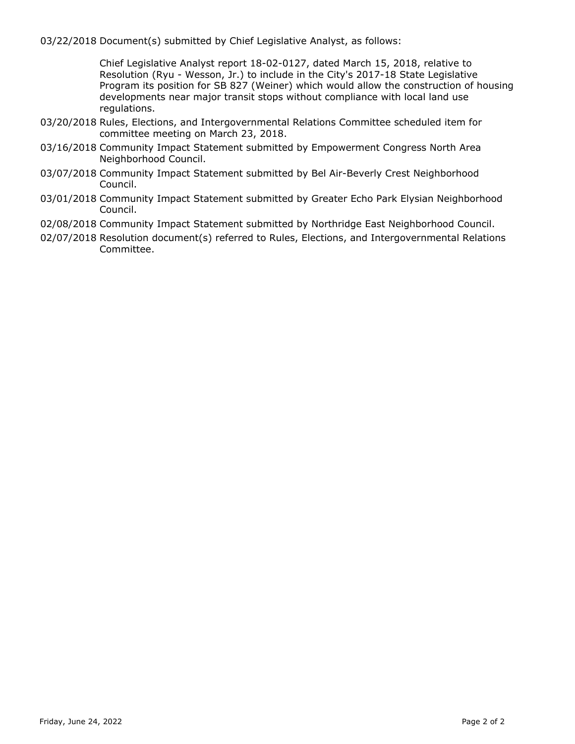03/22/2018 Document(s) submitted by Chief Legislative Analyst, as follows:

Chief Legislative Analyst report 18-02-0127, dated March 15, 2018, relative to Resolution (Ryu - Wesson, Jr.) to include in the City's 2017-18 State Legislative Program its position for SB 827 (Weiner) which would allow the construction of housing developments near major transit stops without compliance with local land use regulations.

03/20/2018 Rules, Elections, and Intergovernmental Relations Committee scheduled item for committee meeting on March 23, 2018.

03/16/2018 Community Impact Statement submitted by Empowerment Congress North Area Neighborhood Council.

03/07/2018 Community Impact Statement submitted by Bel Air-Beverly Crest Neighborhood Council.

03/01/2018 Community Impact Statement submitted by Greater Echo Park Elysian Neighborhood Council.

02/08/2018 Community Impact Statement submitted by Northridge East Neighborhood Council.

02/07/2018 Resolution document(s) referred to Rules, Elections, and Intergovernmental Relations Committee.